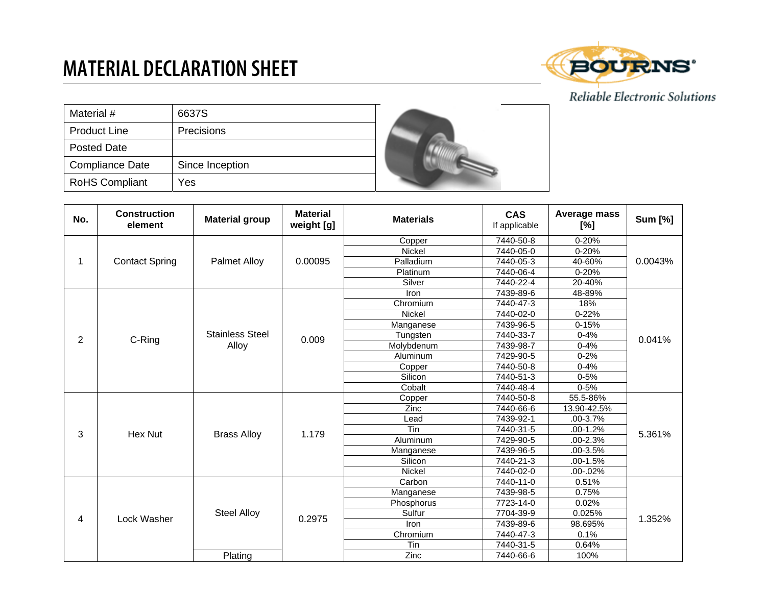# MATERIAL DECLARATION SHEET

BOURNS®

*Reliable Electronic Solutions*

| Material # | 6637S |
|---|---|
| Product Line | Precisions |
| Posted Date | |
| Compliance Date | Since Inception |
| RoHS Compliant | Yes |

| No. | Construction element | Material group | Material weight [g] | Materials | CAS If applicable | Average mass [%] | Sum [%] |
|---|---|---|---|---|---|---|---|
| 1 | Contact Spring | Palmet Alloy | 0.00095 | Copper | 7440-50-8 | 0-20% | 0.0043% |
| | | | | Nickel | 7440-05-0 | 0-20% | |
| | | | | Palladium | 7440-05-3 | 40-60% | |
| | | | | Platinum | 7440-06-4 | 0-20% | |
| | | | | Silver | 7440-22-4 | 20-40% | |
| 2 | C-Ring | Stainless Steel Alloy | 0.009 | Iron | 7439-89-6 | 48-89% | 0.041% |
| | | | | Chromium | 7440-47-3 | 18% | |
| | | | | Nickel | 7440-02-0 | 0-22% | |
| | | | | Manganese | 7439-96-5 | 0-15% | |
| | | | | Tungsten | 7440-33-7 | 0-4% | |
| | | | | Molybdenum | 7439-98-7 | 0-4% | |
| | | | | Aluminum | 7429-90-5 | 0-2% | |
| | | | | Copper | 7440-50-8 | 0-4% | |
| | | | | Silicon | 7440-51-3 | 0-5% | |
| | | | | Cobalt | 7440-48-4 | 0-5% | |
| 3 | Hex Nut | Brass Alloy | 1.179 | Copper | 7440-50-8 | 55.5-86% | 5.361% |
| | | | | Zinc | 7440-66-6 | 13.90-42.5% | |
| | | | | Lead | 7439-92-1 | .00-3.7% | |
| | | | | Tin | 7440-31-5 | .00-1.2% | |
| | | | | Aluminum | 7429-90-5 | .00-2.3% | |
| | | | | Manganese | 7439-96-5 | .00-3.5% | |
| | | | | Silicon | 7440-21-3 | .00-1.5% | |
| | | | | Nickel | 7440-02-0 | .00-.02% | |
| 4 | Lock Washer | Steel Alloy | 0.2975 | Carbon | 7440-11-0 | 0.51% | 1.352% |
| | | | | Manganese | 7439-98-5 | 0.75% | |
| | | | | Phosphorus | 7723-14-0 | 0.02% | |
| | | | | Sulfur | 7704-39-9 | 0.025% | |
| | | | | Iron | 7439-89-6 | 98.695% | |
| | | | | Chromium | 7440-47-3 | 0.1% | |
| | | | | Tin | 7440-31-5 | 0.64% | |
| | | Plating | | Zinc | 7440-66-6 | 100% | |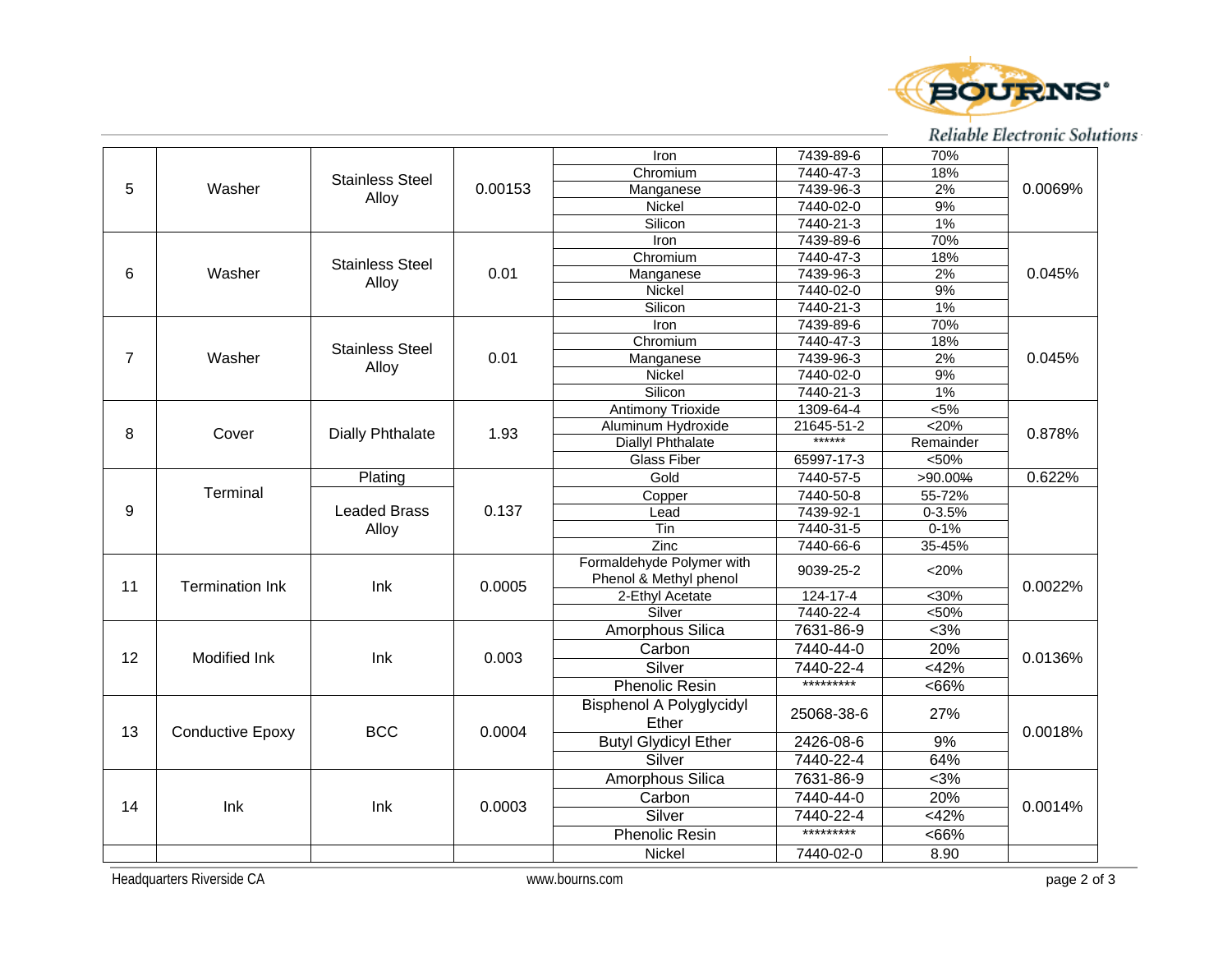| | | | | | | | |
|---|---|---|---|---|---|---|---|
| 5 | Washer | Stainless Steel Alloy | 0.00153 | Iron | 7439-89-6 | 70% | 0.0069% |
| | | | | Chromium | 7440-47-3 | 18% | |
| | | | | Manganese | 7439-96-3 | 2% | |
| | | | | Nickel | 7440-02-0 | 9% | |
| | | | | Silicon | 7440-21-3 | 1% | |
| 6 | Washer | Stainless Steel Alloy | 0.01 | Iron | 7439-89-6 | 70% | 0.045% |
| | | | | Chromium | 7440-47-3 | 18% | |
| | | | | Manganese | 7439-96-3 | 2% | |
| | | | | Nickel | 7440-02-0 | 9% | |
| | | | | Silicon | 7440-21-3 | 1% | |
| 7 | Washer | Stainless Steel Alloy | 0.01 | Iron | 7439-89-6 | 70% | 0.045% |
| | | | | Chromium | 7440-47-3 | 18% | |
| | | | | Manganese | 7439-96-3 | 2% | |
| | | | | Nickel | 7440-02-0 | 9% | |
| | | | | Silicon | 7440-21-3 | 1% | |
| 8 | Cover | Dially Phthalate | 1.93 | Antimony Trioxide | 1309-64-4 | <5% | 0.878% |
| | | | | Aluminum Hydroxide | 21645-51-2 | <20% | |
| | | | | Diallyl Phthalate | ****** | Remainder | |
| | | | | Glass Fiber | 65997-17-3 | <50% | |
| 9 | Terminal | Plating | 0.137 | Gold | 7440-57-5 | >90.00% | 0.622% |
| | | Leaded Brass Alloy | | Copper | 7440-50-8 | 55-72% | |
| | | | | Lead | 7439-92-1 | 0-3.5% | |
| | | | | Tin | 7440-31-5 | 0-1% | |
| | | | | Zinc | 7440-66-6 | 35-45% | |
| 11 | Termination Ink | Ink | 0.0005 | Formaldehyde Polymer with Phenol & Methyl phenol | 9039-25-2 | <20% | 0.0022% |
| | | | | 2-Ethyl Acetate | 124-17-4 | <30% | |
| | | | | Silver | 7440-22-4 | <50% | |
| 12 | Modified Ink | Ink | 0.003 | Amorphous Silica | 7631-86-9 | <3% | 0.0136% |
| | | | | Carbon | 7440-44-0 | 20% | |
| | | | | Silver | 7440-22-4 | <42% | |
| | | | | Phenolic Resin | ********* | <66% | |
| 13 | Conductive Epoxy | BCC | 0.0004 | Bisphenol A Polyglycidyl Ether | 25068-38-6 | 27% | 0.0018% |
| | | | | Butyl Glydicyl Ether | 2426-08-6 | 9% | |
| | | | | Silver | 7440-22-4 | 64% | |
| 14 | Ink | Ink | 0.0003 | Amorphous Silica | 7631-86-9 | <3% | 0.0014% |
| | | | | Carbon | 7440-44-0 | 20% | |
| | | | | Silver | 7440-22-4 | <42% | |
| | | | | Phenolic Resin | ********* | <66% | |
| | | | | Nickel | 7440-02-0 | 8.90 | |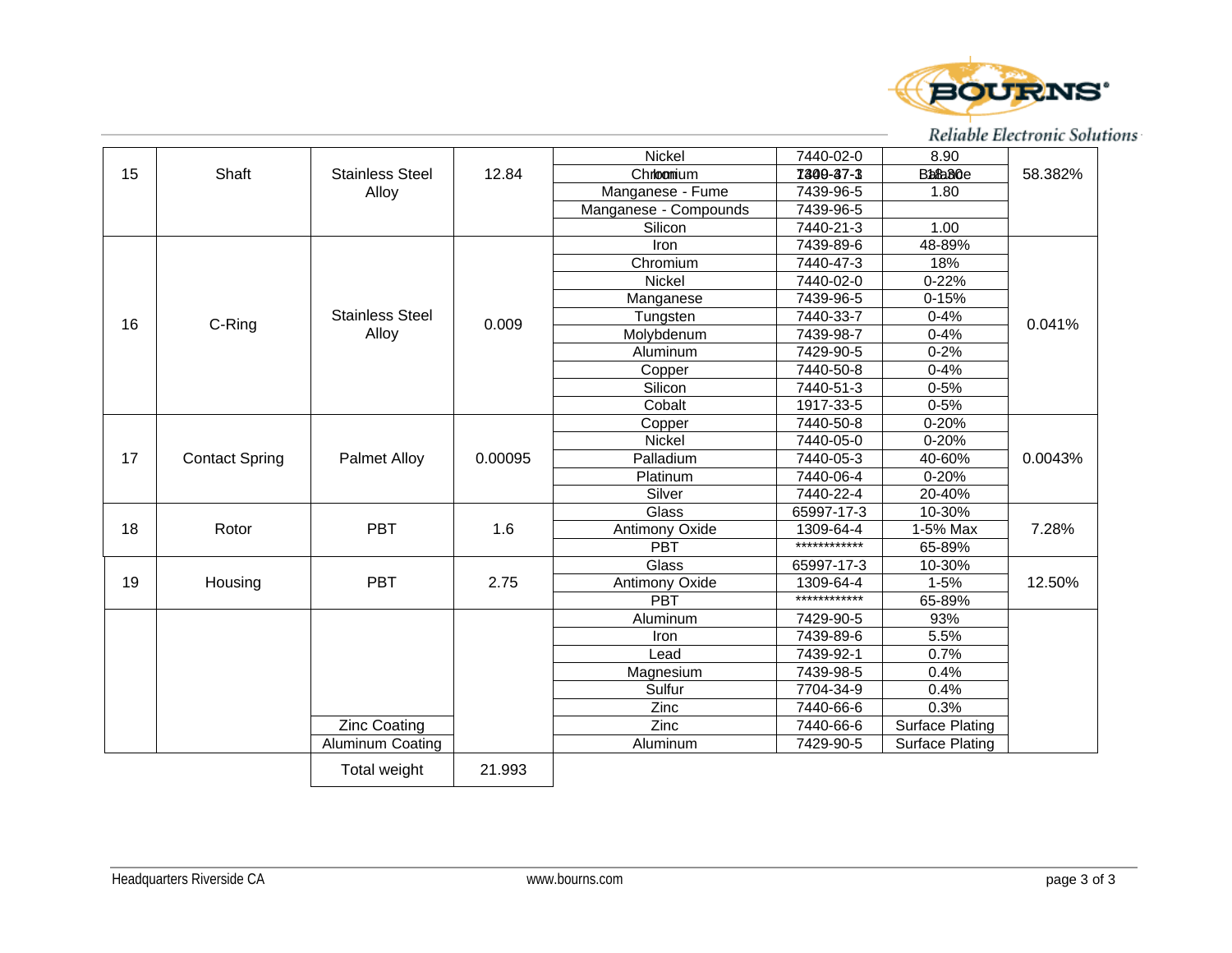| | | | | | | | |
|---|---|---|---|---|---|---|---|
| 15 | Shaft | Stainless Steel Alloy | 12.84 | Nickel | 7440-02-0 | 8.90 | 58.382% |
| | | | | Chromium | 7440-47-3 | 18.30 | |
| | | | | Iron | 7439-89-6 | Balance | |
| | | | | Manganese - Fume | 7439-96-5 | 1.80 | |
| | | | | Manganese - Compounds | 7439-96-5 | | |
| | | | | Silicon | 7440-21-3 | 1.00 | |
| 16 | C-Ring | Stainless Steel Alloy | 0.009 | Iron | 7439-89-6 | 48-89% | 0.041% |
| | | | | Chromium | 7440-47-3 | 18% | |
| | | | | Nickel | 7440-02-0 | 0-22% | |
| | | | | Manganese | 7439-96-5 | 0-15% | |
| | | | | Tungsten | 7440-33-7 | 0-4% | |
| | | | | Molybdenum | 7439-98-7 | 0-4% | |
| | | | | Aluminum | 7429-90-5 | 0-2% | |
| | | | | Copper | 7440-50-8 | 0-4% | |
| | | | | Silicon | 7440-51-3 | 0-5% | |
| | | | | Cobalt | 1917-33-5 | 0-5% | |
| 17 | Contact Spring | Palmet Alloy | 0.00095 | Copper | 7440-50-8 | 0-20% | 0.0043% |
| | | | | Nickel | 7440-05-0 | 0-20% | |
| | | | | Palladium | 7440-05-3 | 40-60% | |
| | | | | Platinum | 7440-06-4 | 0-20% | |
| | | | | Silver | 7440-22-4 | 20-40% | |
| 18 | Rotor | PBT | 1.6 | Glass | 65997-17-3 | 10-30% | 7.28% |
| | | | | Antimony Oxide | 1309-64-4 | 1-5% Max | |
| | | | | PBT | ************ | 65-89% | |
| 19 | Housing | PBT | 2.75 | Glass | 65997-17-3 | 10-30% | 12.50% |
| | | | | Antimony Oxide | 1309-64-4 | 1-5% | |
| | | | | PBT | ************ | 65-89% | |
| | | | | Aluminum | 7429-90-5 | 93% | |
| | | | | Iron | 7439-89-6 | 5.5% | |
| | | | | Lead | 7439-92-1 | 0.7% | |
| | | | | Magnesium | 7439-98-5 | 0.4% | |
| | | | | Sulfur | 7704-34-9 | 0.4% | |
| | | | | Zinc | 7440-66-6 | 0.3% | |
| | | Zinc Coating | | Zinc | 7440-66-6 | Surface Plating | |
| | | Aluminum Coating | | Aluminum | 7429-90-5 | Surface Plating | |
| | | Total weight | 21.993 | | | | |